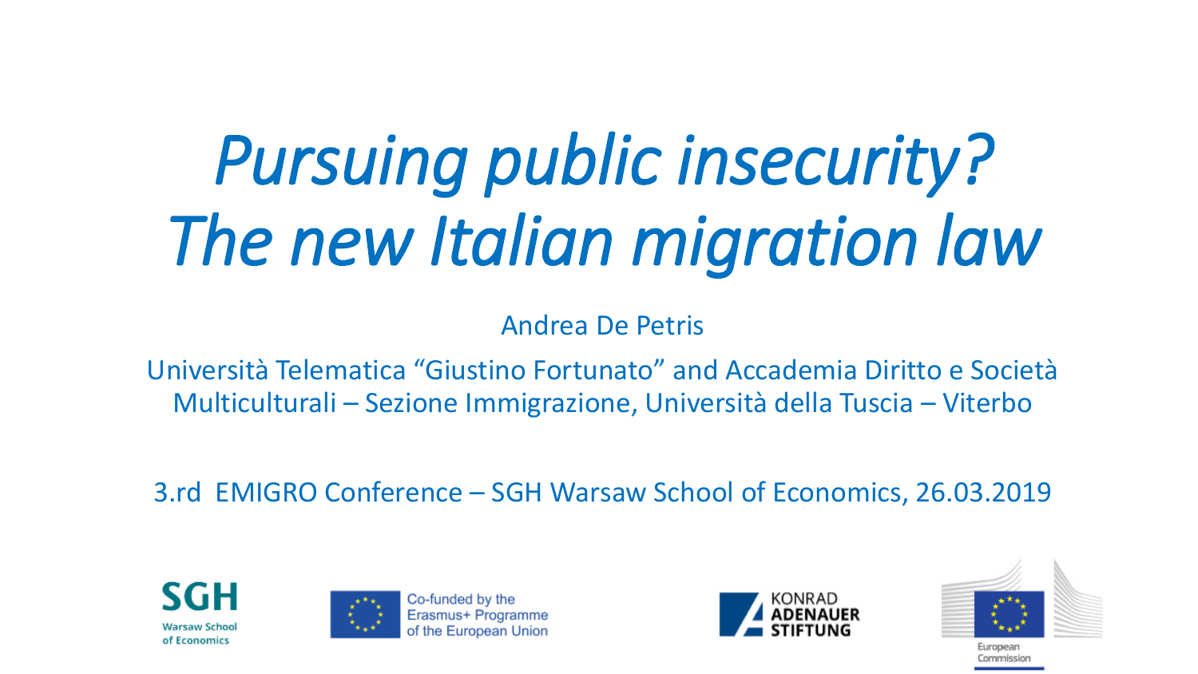# *Pursuing public insecurity? The new Italian migration law*

Andrea De Petris

Università Telematica "Giustino Fortunato" and Accademia Diritto e Società Multiculturali – Sezione Immigrazione, Università della Tuscia – Viterbo

3.rd EMIGRO Conference – SGH Warsaw School of Economics, 26.03.2019

SGH Warsaw School of Economics

Co-funded by the Erasmus+ Programme of the European Union

KONRAD ADENAUER STIFTUNG

European Commission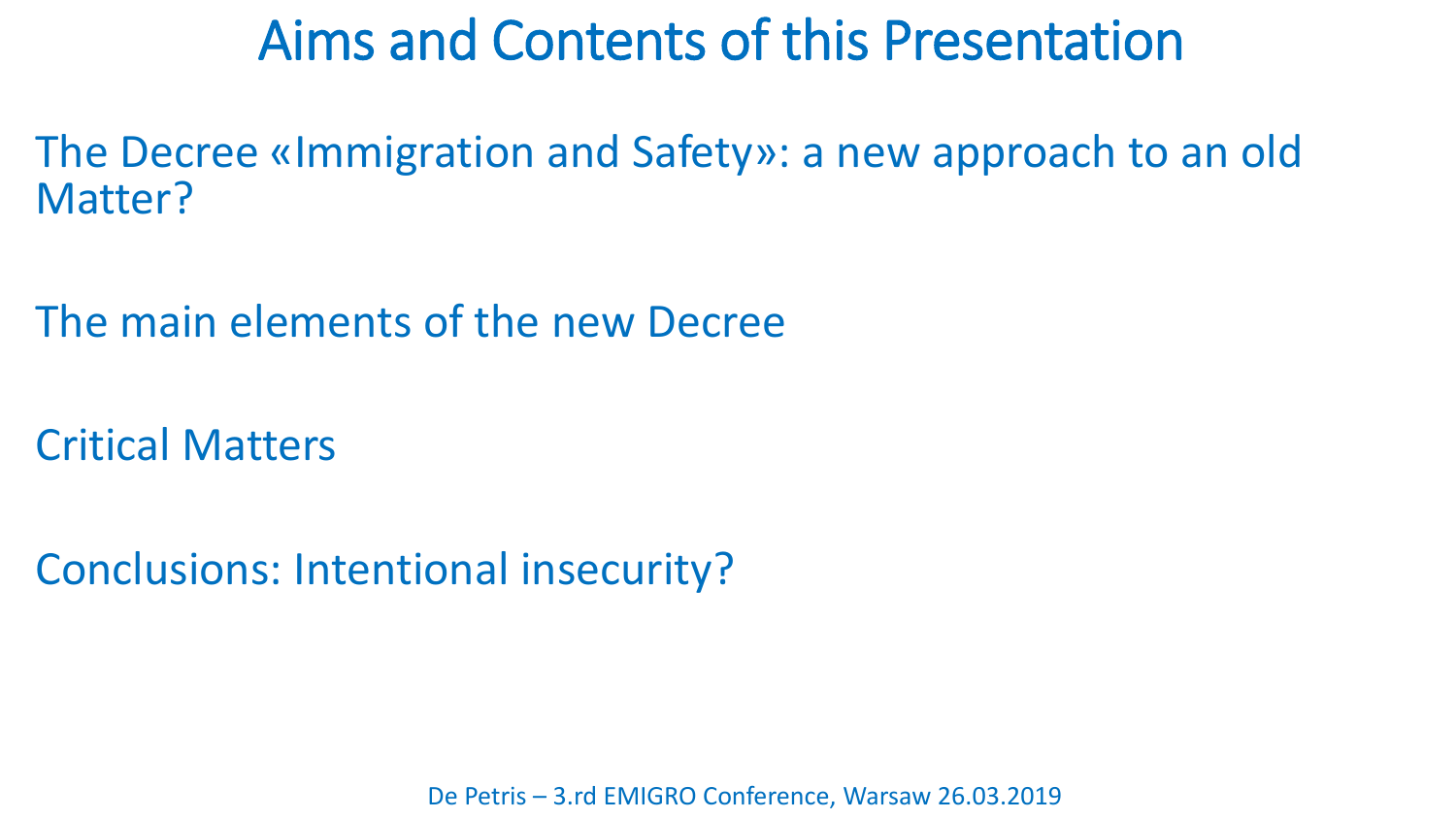# Aims and Contents of this Presentation

The Decree «Immigration and Safety»: a new approach to an old Matter?

The main elements of the new Decree

Critical Matters

Conclusions: Intentional insecurity?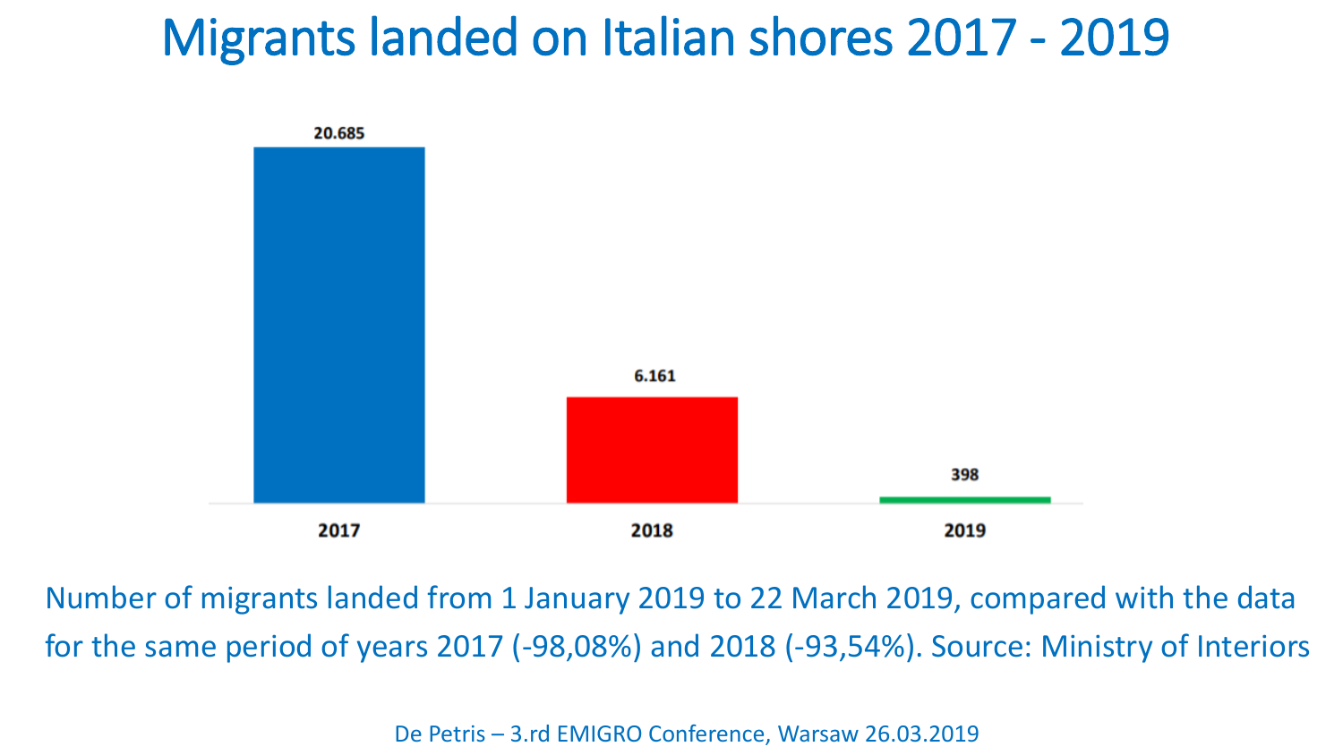# Migrants landed on Italian shores 2017 - 2019

| 2017 | 2018 | 2019 |
|---|---|---|
| 20.685 | 6.161 | 398 |

Number of migrants landed from 1 January 2019 to 22 March 2019, compared with the data for the same period of years 2017 (-98,08%) and 2018 (-93,54%). Source: Ministry of Interiors

De Petris – 3.rd EMIGRO Conference, Warsaw 26.03.2019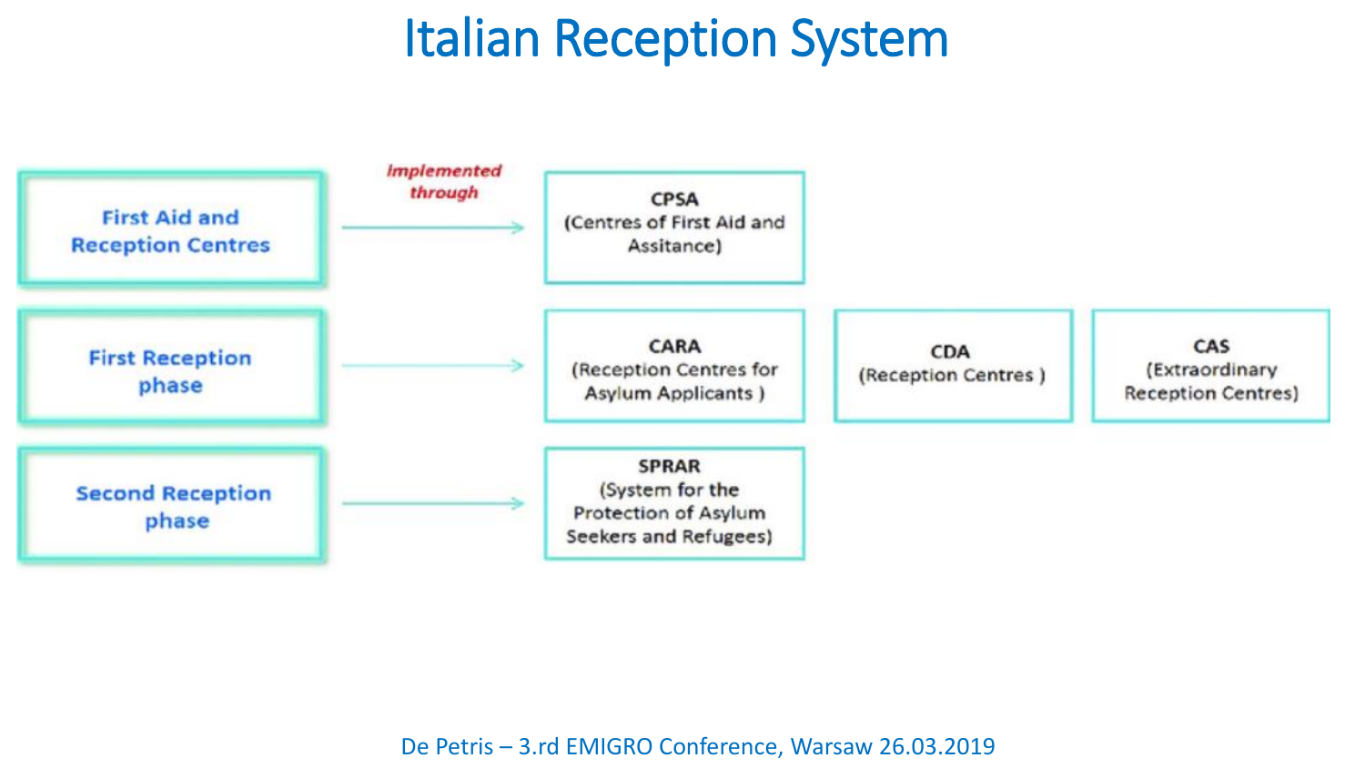# Italian Reception System

*Implemented through*

| Phase | Implemented through | | |
| --- | --- | --- | --- |
| First Aid and Reception Centres | CPSA (Centres of First Aid and Assitance) | | |
| First Reception phase | CARA (Reception Centres for Asylum Applicants ) | CDA (Reception Centres ) | CAS (Extraordinary Reception Centres) |
| Second Reception phase | SPRAR (System for the Protection of Asylum Seekers and Refugees) | | |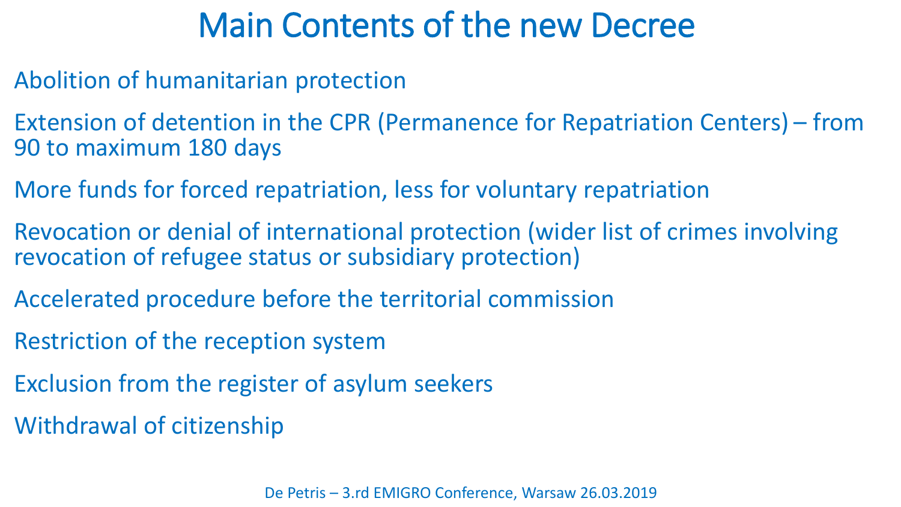# Main Contents of the new Decree

Abolition of humanitarian protection

Extension of detention in the CPR (Permanence for Repatriation Centers) – from 90 to maximum 180 days

More funds for forced repatriation, less for voluntary repatriation

Revocation or denial of international protection (wider list of crimes involving revocation of refugee status or subsidiary protection)

Accelerated procedure before the territorial commission

Restriction of the reception system

Exclusion from the register of asylum seekers

Withdrawal of citizenship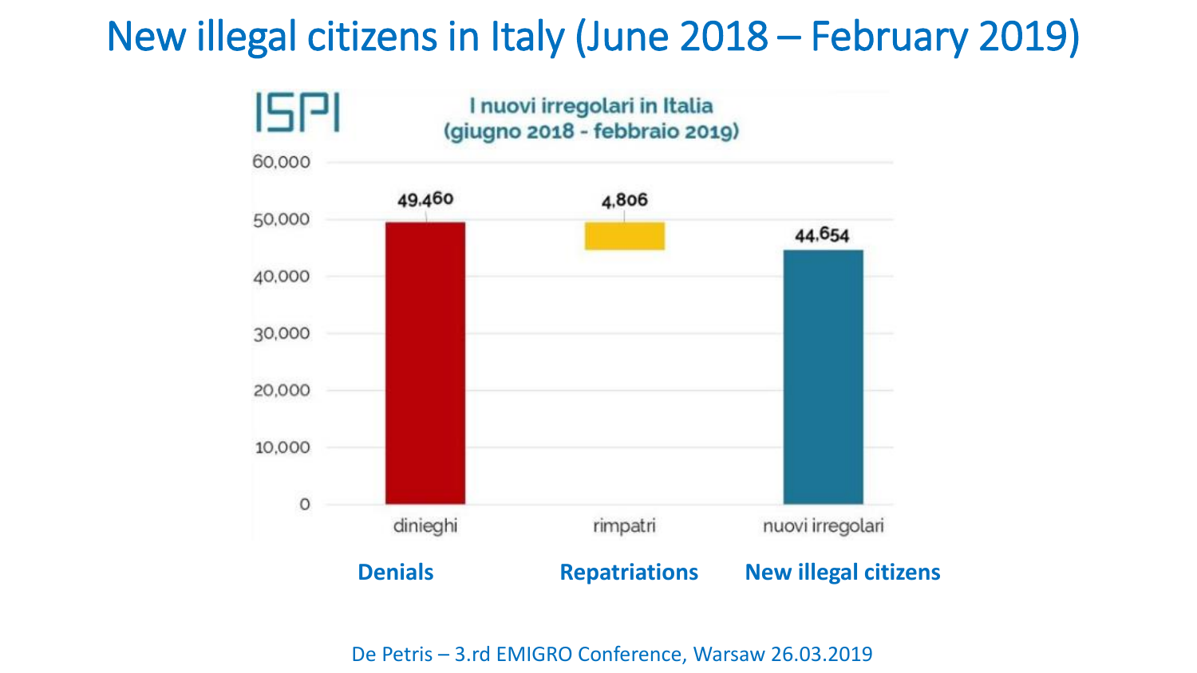# New illegal citizens in Italy (June 2018 – February 2019)

ISPI

I nuovi irregolari in Italia (giugno 2018 - febbraio 2019)

| | diniegi | rimpatri | nuovi irregolari |
|---|---|---|---|
| | Denials | Repatriations | New illegal citizens |
| Value | 49,460 | 4,806 | 44,654 |

De Petris – 3.rd EMIGRO Conference, Warsaw 26.03.2019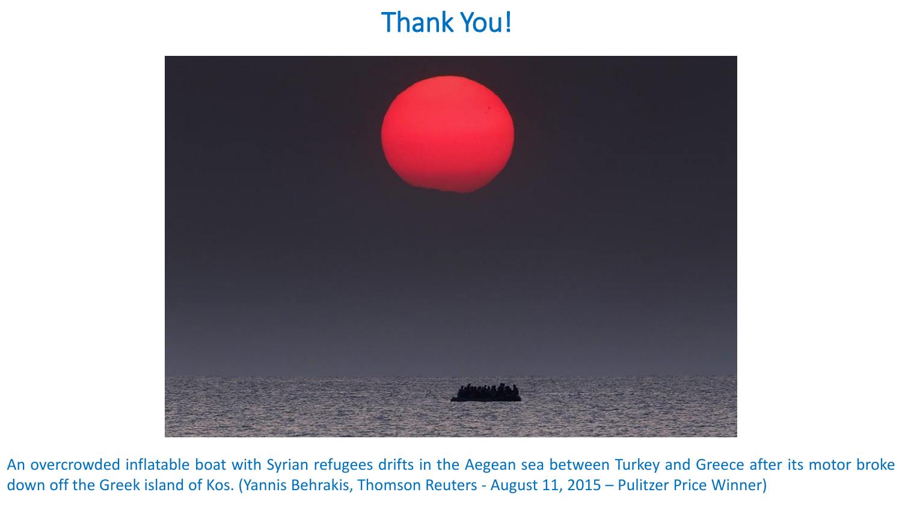# Thank You!

An overcrowded inflatable boat with Syrian refugees drifts in the Aegean sea between Turkey and Greece after its motor broke down off the Greek island of Kos. (Yannis Behrakis, Thomson Reuters - August 11, 2015 – Pulitzer Price Winner)